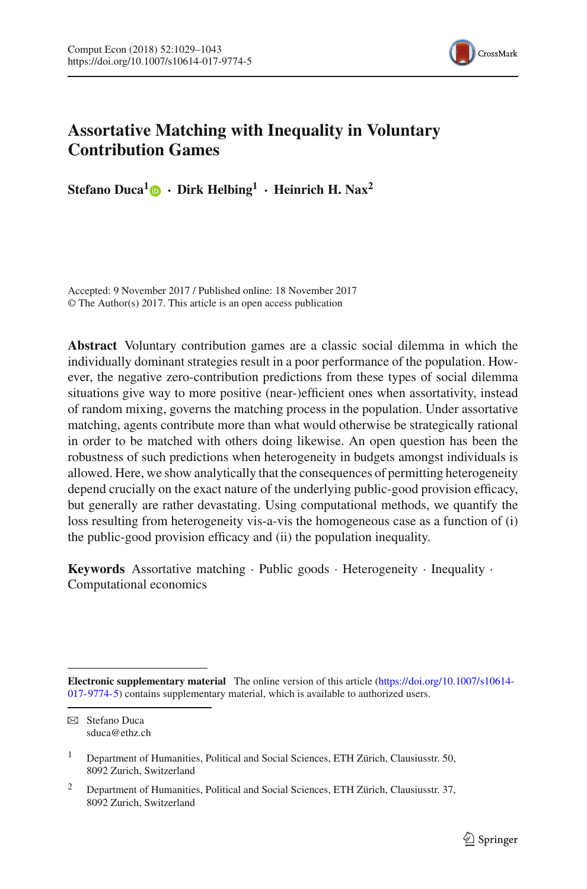# Assortative Matching with Inequality in Voluntary Contribution Games

**Stefano Duca**[1] · **Dirk Helbing**[1] · **Heinrich H. Nax**[2]

Accepted: 9 November 2017 / Published online: 18 November 2017
© The Author(s) 2017. This article is an open access publication

**Abstract** Voluntary contribution games are a classic social dilemma in which the individually dominant strategies result in a poor performance of the population. However, the negative zero-contribution predictions from these types of social dilemma situations give way to more positive (near-)efficient ones when assortativity, instead of random mixing, governs the matching process in the population. Under assortative matching, agents contribute more than what would otherwise be strategically rational in order to be matched with others doing likewise. An open question has been the robustness of such predictions when heterogeneity in budgets amongst individuals is allowed. Here, we show analytically that the consequences of permitting heterogeneity depend crucially on the exact nature of the underlying public-good provision efficacy, but generally are rather devastating. Using computational methods, we quantify the loss resulting from heterogeneity vis-a-vis the homogeneous case as a function of (i) the public-good provision efficacy and (ii) the population inequality.

**Keywords** Assortative matching · Public goods · Heterogeneity · Inequality · Computational economics

---

**Electronic supplementary material** The online version of this article (https://doi.org/10.1007/s10614-017-9774-5) contains supplementary material, which is available to authorized users.

✉ Stefano Duca
sduca@ethz.ch

[1] Department of Humanities, Political and Social Sciences, ETH Zürich, Clausiusstr. 50, 8092 Zurich, Switzerland

[2] Department of Humanities, Political and Social Sciences, ETH Zürich, Clausiusstr. 37, 8092 Zurich, Switzerland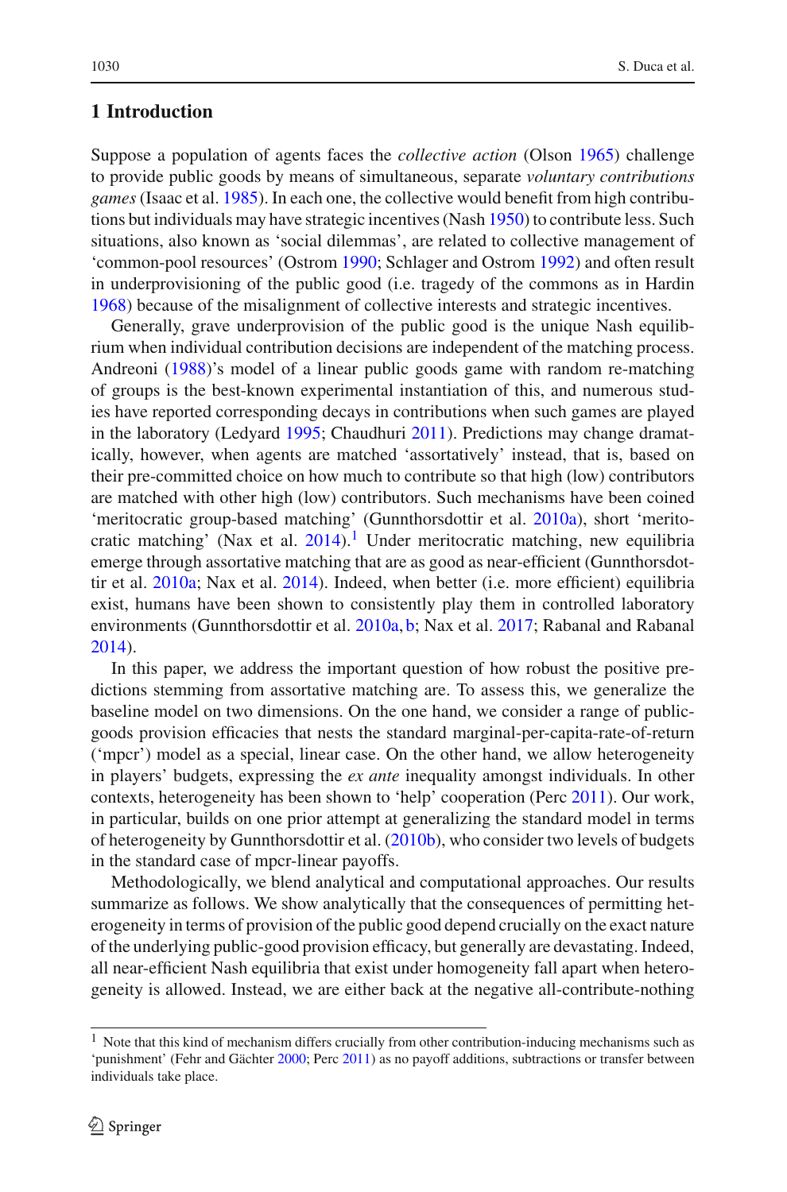## 1 Introduction

Suppose a population of agents faces the *collective action* (Olson 1965) challenge to provide public goods by means of simultaneous, separate *voluntary contributions games* (Isaac et al. 1985). In each one, the collective would benefit from high contributions but individuals may have strategic incentives (Nash 1950) to contribute less. Such situations, also known as 'social dilemmas', are related to collective management of 'common-pool resources' (Ostrom 1990; Schlager and Ostrom 1992) and often result in underprovisioning of the public good (i.e. tragedy of the commons as in Hardin 1968) because of the misalignment of collective interests and strategic incentives.

Generally, grave underprovision of the public good is the unique Nash equilibrium when individual contribution decisions are independent of the matching process. Andreoni (1988)'s model of a linear public goods game with random re-matching of groups is the best-known experimental instantiation of this, and numerous studies have reported corresponding decays in contributions when such games are played in the laboratory (Ledyard 1995; Chaudhuri 2011). Predictions may change dramatically, however, when agents are matched 'assortatively' instead, that is, based on their pre-committed choice on how much to contribute so that high (low) contributors are matched with other high (low) contributors. Such mechanisms have been coined 'meritocratic group-based matching' (Gunnthorsdottir et al. 2010a), short 'meritocratic matching' (Nax et al. 2014).[1] Under meritocratic matching, new equilibria emerge through assortative matching that are as good as near-efficient (Gunnthorsdottir et al. 2010a; Nax et al. 2014). Indeed, when better (i.e. more efficient) equilibria exist, humans have been shown to consistently play them in controlled laboratory environments (Gunnthorsdottir et al. 2010a, b; Nax et al. 2017; Rabanal and Rabanal 2014).

In this paper, we address the important question of how robust the positive predictions stemming from assortative matching are. To assess this, we generalize the baseline model on two dimensions. On the one hand, we consider a range of public-goods provision efficacies that nests the standard marginal-per-capita-rate-of-return ('mpcr') model as a special, linear case. On the other hand, we allow heterogeneity in players' budgets, expressing the *ex ante* inequality amongst individuals. In other contexts, heterogeneity has been shown to 'help' cooperation (Perc 2011). Our work, in particular, builds on one prior attempt at generalizing the standard model in terms of heterogeneity by Gunnthorsdottir et al. (2010b), who consider two levels of budgets in the standard case of mpcr-linear payoffs.

Methodologically, we blend analytical and computational approaches. Our results summarize as follows. We show analytically that the consequences of permitting heterogeneity in terms of provision of the public good depend crucially on the exact nature of the underlying public-good provision efficacy, but generally are devastating. Indeed, all near-efficient Nash equilibria that exist under homogeneity fall apart when heterogeneity is allowed. Instead, we are either back at the negative all-contribute-nothing

[1] Note that this kind of mechanism differs crucially from other contribution-inducing mechanisms such as 'punishment' (Fehr and Gächter 2000; Perc 2011) as no payoff additions, subtractions or transfer between individuals take place.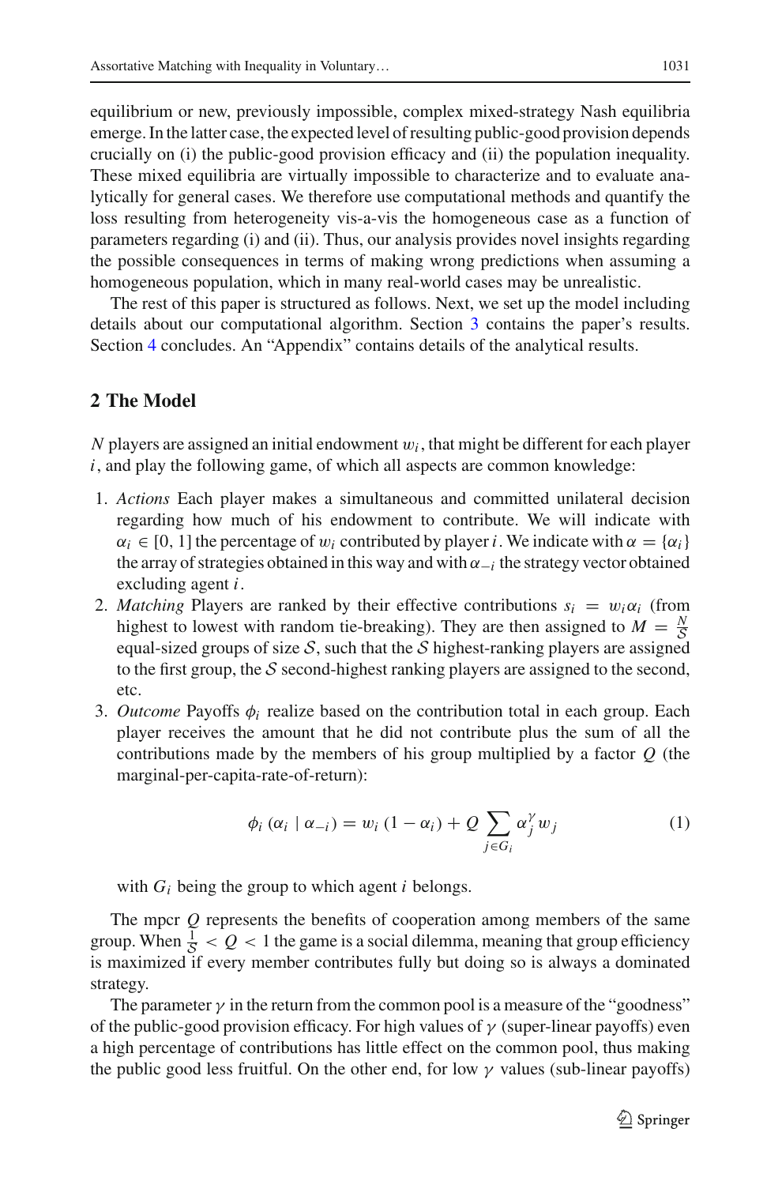equilibrium or new, previously impossible, complex mixed-strategy Nash equilibria emerge. In the latter case, the expected level of resulting public-good provision depends crucially on (i) the public-good provision efficacy and (ii) the population inequality. These mixed equilibria are virtually impossible to characterize and to evaluate analytically for general cases. We therefore use computational methods and quantify the loss resulting from heterogeneity vis-a-vis the homogeneous case as a function of parameters regarding (i) and (ii). Thus, our analysis provides novel insights regarding the possible consequences in terms of making wrong predictions when assuming a homogeneous population, which in many real-world cases may be unrealistic.

The rest of this paper is structured as follows. Next, we set up the model including details about our computational algorithm. Section 3 contains the paper's results. Section 4 concludes. An "Appendix" contains details of the analytical results.

## 2 The Model

$N$ players are assigned an initial endowment $w_i$, that might be different for each player $i$, and play the following game, of which all aspects are common knowledge:

1. *Actions* Each player makes a simultaneous and committed unilateral decision regarding how much of his endowment to contribute. We will indicate with $\alpha_i \in [0, 1]$ the percentage of $w_i$ contributed by player $i$. We indicate with $\alpha = \{\alpha_i\}$ the array of strategies obtained in this way and with $\alpha_{-i}$ the strategy vector obtained excluding agent $i$.
2. *Matching* Players are ranked by their effective contributions $s_i = w_i \alpha_i$ (from highest to lowest with random tie-breaking). They are then assigned to $M = \frac{N}{S}$ equal-sized groups of size $\mathcal{S}$, such that the $\mathcal{S}$ highest-ranking players are assigned to the first group, the $\mathcal{S}$ second-highest ranking players are assigned to the second, etc.
3. *Outcome* Payoffs $\phi_i$ realize based on the contribution total in each group. Each player receives the amount that he did not contribute plus the sum of all the contributions made by the members of his group multiplied by a factor $Q$ (the marginal-per-capita-rate-of-return):

$$\phi_i\left(\alpha_i \mid \alpha_{-i}\right) = w_i\left(1 - \alpha_i\right) + Q \sum_{j \in G_i} \alpha_j^{\gamma} w_j \tag{1}$$

   with $G_i$ being the group to which agent $i$ belongs.

The mpcr $Q$ represents the benefits of cooperation among members of the same group. When $\frac{1}{S} < Q < 1$ the game is a social dilemma, meaning that group efficiency is maximized if every member contributes fully but doing so is always a dominated strategy.

The parameter $\gamma$ in the return from the common pool is a measure of the "goodness" of the public-good provision efficacy. For high values of $\gamma$ (super-linear payoffs) even a high percentage of contributions has little effect on the common pool, thus making the public good less fruitful. On the other end, for low $\gamma$ values (sub-linear payoffs)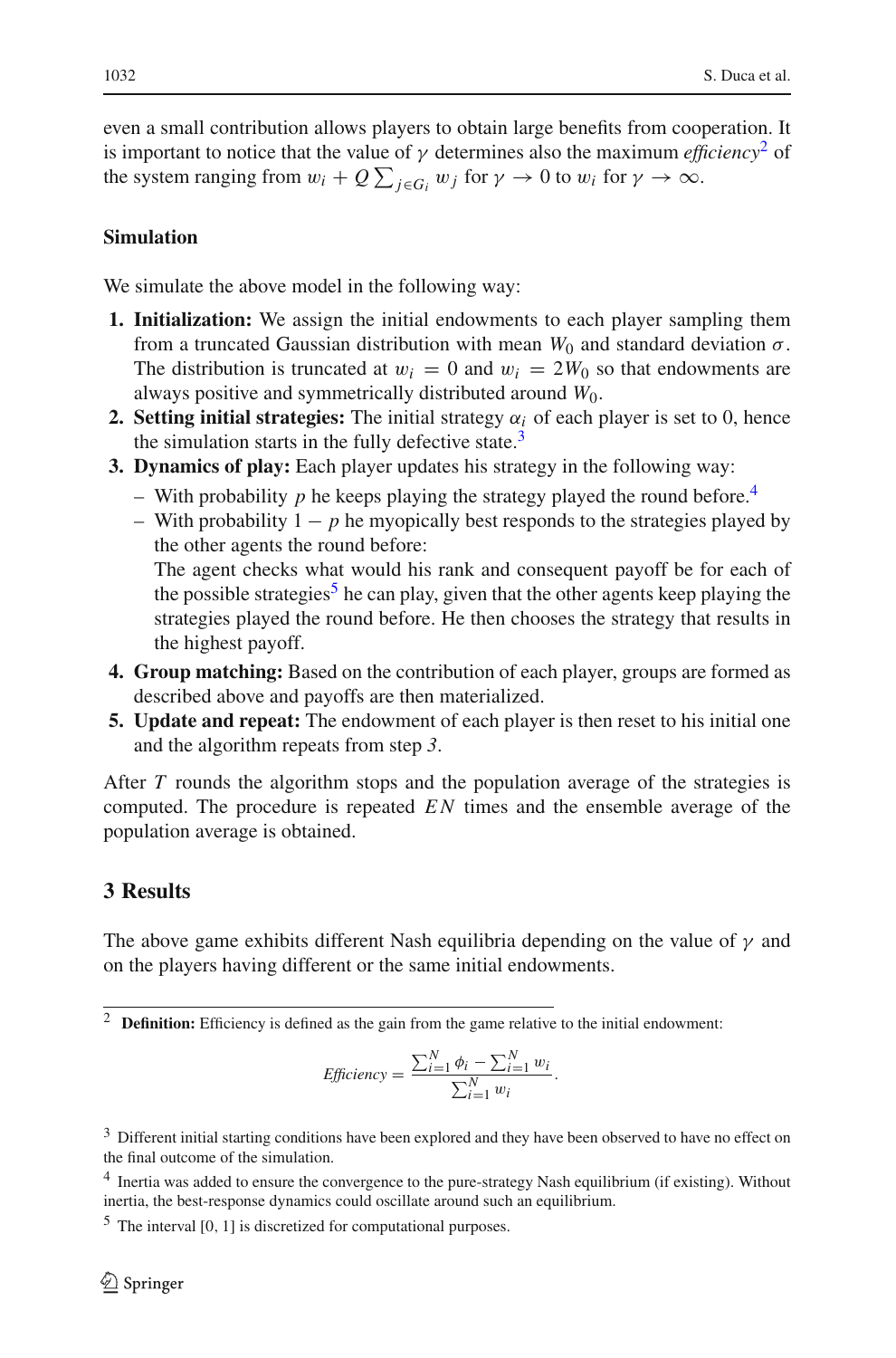even a small contribution allows players to obtain large benefits from cooperation. It is important to notice that the value of $\gamma$ determines also the maximum *efficiency*[2] of the system ranging from $w_i + Q \sum_{j \in G_i} w_j$ for $\gamma \to 0$ to $w_i$ for $\gamma \to \infty$.

**Simulation**

We simulate the above model in the following way:

1. **Initialization:** We assign the initial endowments to each player sampling them from a truncated Gaussian distribution with mean $W_0$ and standard deviation $\sigma$. The distribution is truncated at $w_i = 0$ and $w_i = 2W_0$ so that endowments are always positive and symmetrically distributed around $W_0$.
2. **Setting initial strategies:** The initial strategy $\alpha_i$ of each player is set to 0, hence the simulation starts in the fully defective state.[3]
3. **Dynamics of play:** Each player updates his strategy in the following way:
   - With probability $p$ he keeps playing the strategy played the round before.[4]
   - With probability $1 - p$ he myopically best responds to the strategies played by the other agents the round before:
     The agent checks what would his rank and consequent payoff be for each of the possible strategies[5] he can play, given that the other agents keep playing the strategies played the round before. He then chooses the strategy that results in the highest payoff.
4. **Group matching:** Based on the contribution of each player, groups are formed as described above and payoffs are then materialized.
5. **Update and repeat:** The endowment of each player is then reset to his initial one and the algorithm repeats from step *3*.

After $T$ rounds the algorithm stops and the population average of the strategies is computed. The procedure is repeated $EN$ times and the ensemble average of the population average is obtained.

## 3 Results

The above game exhibits different Nash equilibria depending on the value of $\gamma$ and on the players having different or the same initial endowments.

---

[2] **Definition:** Efficiency is defined as the gain from the game relative to the initial endowment:

$$\textit{Efficiency} = \frac{\sum_{i=1}^{N} \phi_i - \sum_{i=1}^{N} w_i}{\sum_{i=1}^{N} w_i}.$$

[3] Different initial starting conditions have been explored and they have been observed to have no effect on the final outcome of the simulation.

[4] Inertia was added to ensure the convergence to the pure-strategy Nash equilibrium (if existing). Without inertia, the best-response dynamics could oscillate around such an equilibrium.

[5] The interval [0, 1] is discretized for computational purposes.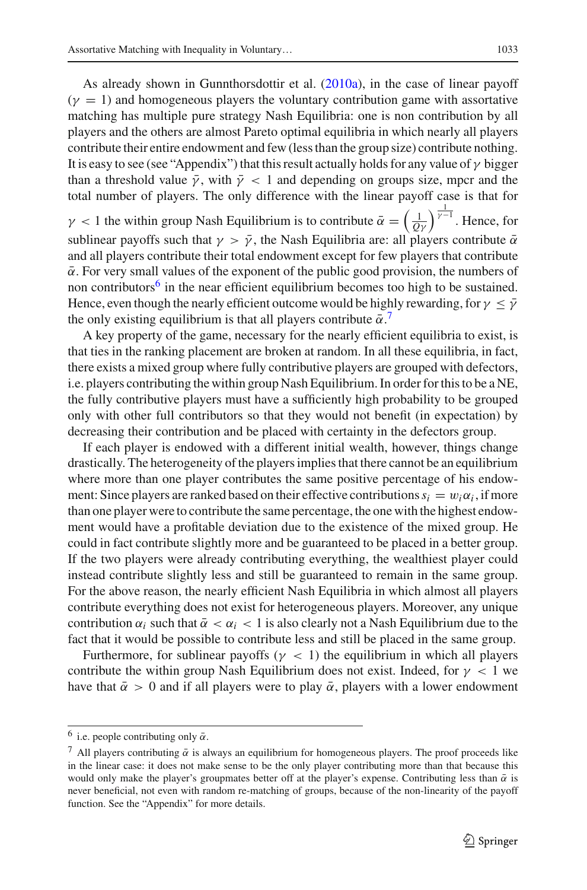As already shown in Gunnthorsdottir et al. (2010a), in the case of linear payoff ($\gamma = 1$) and homogeneous players the voluntary contribution game with assortative matching has multiple pure strategy Nash Equilibria: one is non contribution by all players and the others are almost Pareto optimal equilibria in which nearly all players contribute their entire endowment and few (less than the group size) contribute nothing. It is easy to see (see "Appendix") that this result actually holds for any value of $\gamma$ bigger than a threshold value $\bar{\gamma}$, with $\bar{\gamma} < 1$ and depending on groups size, mpcr and the total number of players. The only difference with the linear payoff case is that for $\gamma < 1$ the within group Nash Equilibrium is to contribute $\bar{\alpha} = \left(\frac{1}{Q\gamma}\right)^{\frac{1}{\gamma-1}}$. Hence, for sublinear payoffs such that $\gamma > \bar{\gamma}$, the Nash Equilibria are: all players contribute $\bar{\alpha}$ and all players contribute their total endowment except for few players that contribute $\bar{\alpha}$. For very small values of the exponent of the public good provision, the numbers of non contributors[6] in the near efficient equilibrium becomes too high to be sustained. Hence, even though the nearly efficient outcome would be highly rewarding, for $\gamma \leq \bar{\gamma}$ the only existing equilibrium is that all players contribute $\bar{\alpha}$.[7]

A key property of the game, necessary for the nearly efficient equilibria to exist, is that ties in the ranking placement are broken at random. In all these equilibria, in fact, there exists a mixed group where fully contributive players are grouped with defectors, i.e. players contributing the within group Nash Equilibrium. In order for this to be a NE, the fully contributive players must have a sufficiently high probability to be grouped only with other full contributors so that they would not benefit (in expectation) by decreasing their contribution and be placed with certainty in the defectors group.

If each player is endowed with a different initial wealth, however, things change drastically. The heterogeneity of the players implies that there cannot be an equilibrium where more than one player contributes the same positive percentage of his endowment: Since players are ranked based on their effective contributions $s_i = w_i\alpha_i$, if more than one player were to contribute the same percentage, the one with the highest endowment would have a profitable deviation due to the existence of the mixed group. He could in fact contribute slightly more and be guaranteed to be placed in a better group. If the two players were already contributing everything, the wealthiest player could instead contribute slightly less and still be guaranteed to remain in the same group. For the above reason, the nearly efficient Nash Equilibria in which almost all players contribute everything does not exist for heterogeneous players. Moreover, any unique contribution $\alpha_i$ such that $\bar{\alpha} < \alpha_i < 1$ is also clearly not a Nash Equilibrium due to the fact that it would be possible to contribute less and still be placed in the same group.

Furthermore, for sublinear payoffs ($\gamma < 1$) the equilibrium in which all players contribute the within group Nash Equilibrium does not exist. Indeed, for $\gamma < 1$ we have that $\bar{\alpha} > 0$ and if all players were to play $\bar{\alpha}$, players with a lower endowment

[6] i.e. people contributing only $\bar{\alpha}$.

[7] All players contributing $\bar{\alpha}$ is always an equilibrium for homogeneous players. The proof proceeds like in the linear case: it does not make sense to be the only player contributing more than that because this would only make the player's groupmates better off at the player's expense. Contributing less than $\bar{\alpha}$ is never beneficial, not even with random re-matching of groups, because of the non-linearity of the payoff function. See the "Appendix" for more details.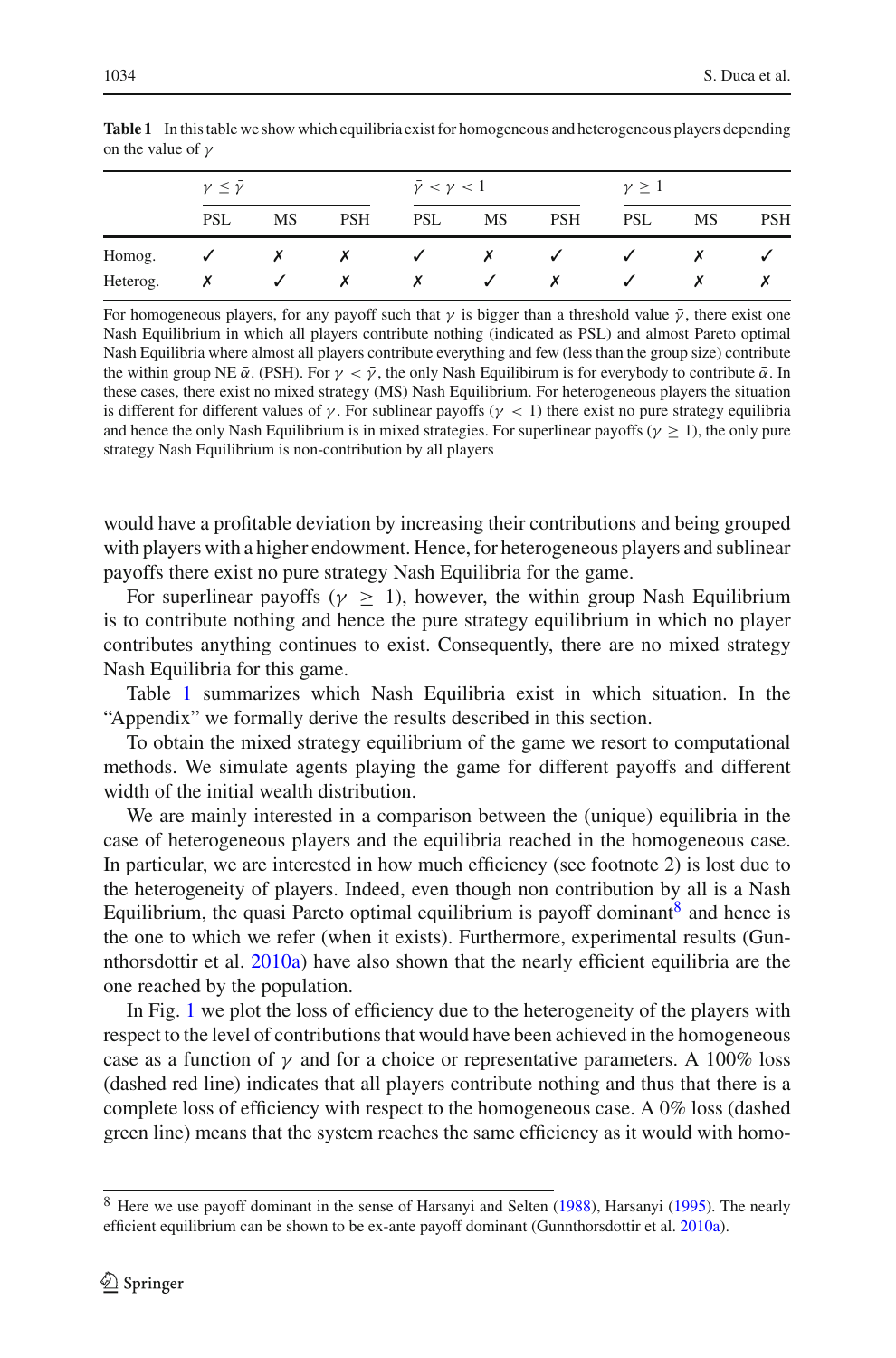**Table 1** In this table we show which equilibria exist for homogeneous and heterogeneous players depending on the value of $\gamma$

| | $\gamma \leq \bar{\gamma}$ | | | $\bar{\gamma} < \gamma < 1$ | | | $\gamma \geq 1$ | | |
|---|---|---|---|---|---|---|---|---|---|
| | PSL | MS | PSH | PSL | MS | PSH | PSL | MS | PSH |
| Homog. | ✓ | ✗ | ✗ | ✓ | ✗ | ✓ | ✓ | ✗ | ✓ |
| Heterog. | ✗ | ✓ | ✗ | ✗ | ✓ | ✗ | ✓ | ✗ | ✗ |

For homogeneous players, for any payoff such that $\gamma$ is bigger than a threshold value $\bar{\gamma}$, there exist one Nash Equilibrium in which all players contribute nothing (indicated as PSL) and almost Pareto optimal Nash Equilibria where almost all players contribute everything and few (less than the group size) contribute the within group NE $\bar{\alpha}$. (PSH). For $\gamma < \bar{\gamma}$, the only Nash Equilibirum is for everybody to contribute $\bar{\alpha}$. In these cases, there exist no mixed strategy (MS) Nash Equilibrium. For heterogeneous players the situation is different for different values of $\gamma$. For sublinear payoffs ($\gamma < 1$) there exist no pure strategy equilibria and hence the only Nash Equilibrium is in mixed strategies. For superlinear payoffs ($\gamma \geq 1$), the only pure strategy Nash Equilibrium is non-contribution by all players

would have a profitable deviation by increasing their contributions and being grouped with players with a higher endowment. Hence, for heterogeneous players and sublinear payoffs there exist no pure strategy Nash Equilibria for the game.

For superlinear payoffs ($\gamma \geq 1$), however, the within group Nash Equilibrium is to contribute nothing and hence the pure strategy equilibrium in which no player contributes anything continues to exist. Consequently, there are no mixed strategy Nash Equilibria for this game.

Table 1 summarizes which Nash Equilibria exist in which situation. In the "Appendix" we formally derive the results described in this section.

To obtain the mixed strategy equilibrium of the game we resort to computational methods. We simulate agents playing the game for different payoffs and different width of the initial wealth distribution.

We are mainly interested in a comparison between the (unique) equilibria in the case of heterogeneous players and the equilibria reached in the homogeneous case. In particular, we are interested in how much efficiency (see footnote 2) is lost due to the heterogeneity of players. Indeed, even though non contribution by all is a Nash Equilibrium, the quasi Pareto optimal equilibrium is payoff dominant[8] and hence is the one to which we refer (when it exists). Furthermore, experimental results (Gunnthorsdottir et al. 2010a) have also shown that the nearly efficient equilibria are the one reached by the population.

In Fig. 1 we plot the loss of efficiency due to the heterogeneity of the players with respect to the level of contributions that would have been achieved in the homogeneous case as a function of $\gamma$ and for a choice or representative parameters. A 100% loss (dashed red line) indicates that all players contribute nothing and thus that there is a complete loss of efficiency with respect to the homogeneous case. A 0% loss (dashed green line) means that the system reaches the same efficiency as it would with homo-

[8] Here we use payoff dominant in the sense of Harsanyi and Selten (1988), Harsanyi (1995). The nearly efficient equilibrium can be shown to be ex-ante payoff dominant (Gunnthorsdottir et al. 2010a).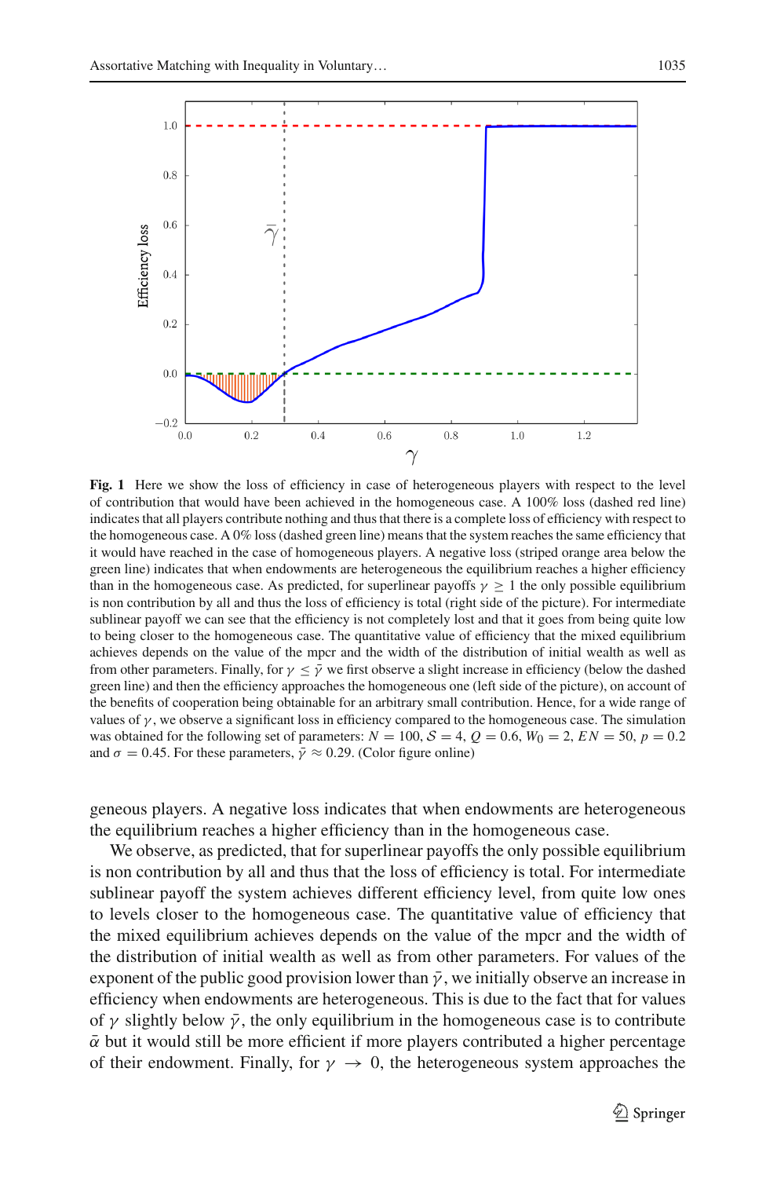**Fig. 1** Here we show the loss of efficiency in case of heterogeneous players with respect to the level of contribution that would have been achieved in the homogeneous case. A 100% loss (dashed red line) indicates that all players contribute nothing and thus that there is a complete loss of efficiency with respect to the homogeneous case. A 0% loss (dashed green line) means that the system reaches the same efficiency that it would have reached in the case of homogeneous players. A negative loss (striped orange area below the green line) indicates that when endowments are heterogeneous the equilibrium reaches a higher efficiency than in the homogeneous case. As predicted, for superlinear payoffs $\gamma \geq 1$ the only possible equilibrium is non contribution by all and thus the loss of efficiency is total (right side of the picture). For intermediate sublinear payoff we can see that the efficiency is not completely lost and that it goes from being quite low to being closer to the homogeneous case. The quantitative value of efficiency that the mixed equilibrium achieves depends on the value of the mpcr and the width of the distribution of initial wealth as well as from other parameters. Finally, for $\gamma \leq \bar{\gamma}$ we first observe a slight increase in efficiency (below the dashed green line) and then the efficiency approaches the homogeneous one (left side of the picture), on account of the benefits of cooperation being obtainable for an arbitrary small contribution. Hence, for a wide range of values of $\gamma$, we observe a significant loss in efficiency compared to the homogeneous case. The simulation was obtained for the following set of parameters: $N = 100$, $\mathcal{S} = 4$, $Q = 0.6$, $W_0 = 2$, $EN = 50$, $p = 0.2$ and $\sigma = 0.45$. For these parameters, $\bar{\gamma} \approx 0.29$. (Color figure online)

geneous players. A negative loss indicates that when endowments are heterogeneous the equilibrium reaches a higher efficiency than in the homogeneous case.

We observe, as predicted, that for superlinear payoffs the only possible equilibrium is non contribution by all and thus that the loss of efficiency is total. For intermediate sublinear payoff the system achieves different efficiency level, from quite low ones to levels closer to the homogeneous case. The quantitative value of efficiency that the mixed equilibrium achieves depends on the value of the mpcr and the width of the distribution of initial wealth as well as from other parameters. For values of the exponent of the public good provision lower than $\bar{\gamma}$, we initially observe an increase in efficiency when endowments are heterogeneous. This is due to the fact that for values of $\gamma$ slightly below $\bar{\gamma}$, the only equilibrium in the homogeneous case is to contribute $\bar{\alpha}$ but it would still be more efficient if more players contributed a higher percentage of their endowment. Finally, for $\gamma \rightarrow 0$, the heterogeneous system approaches the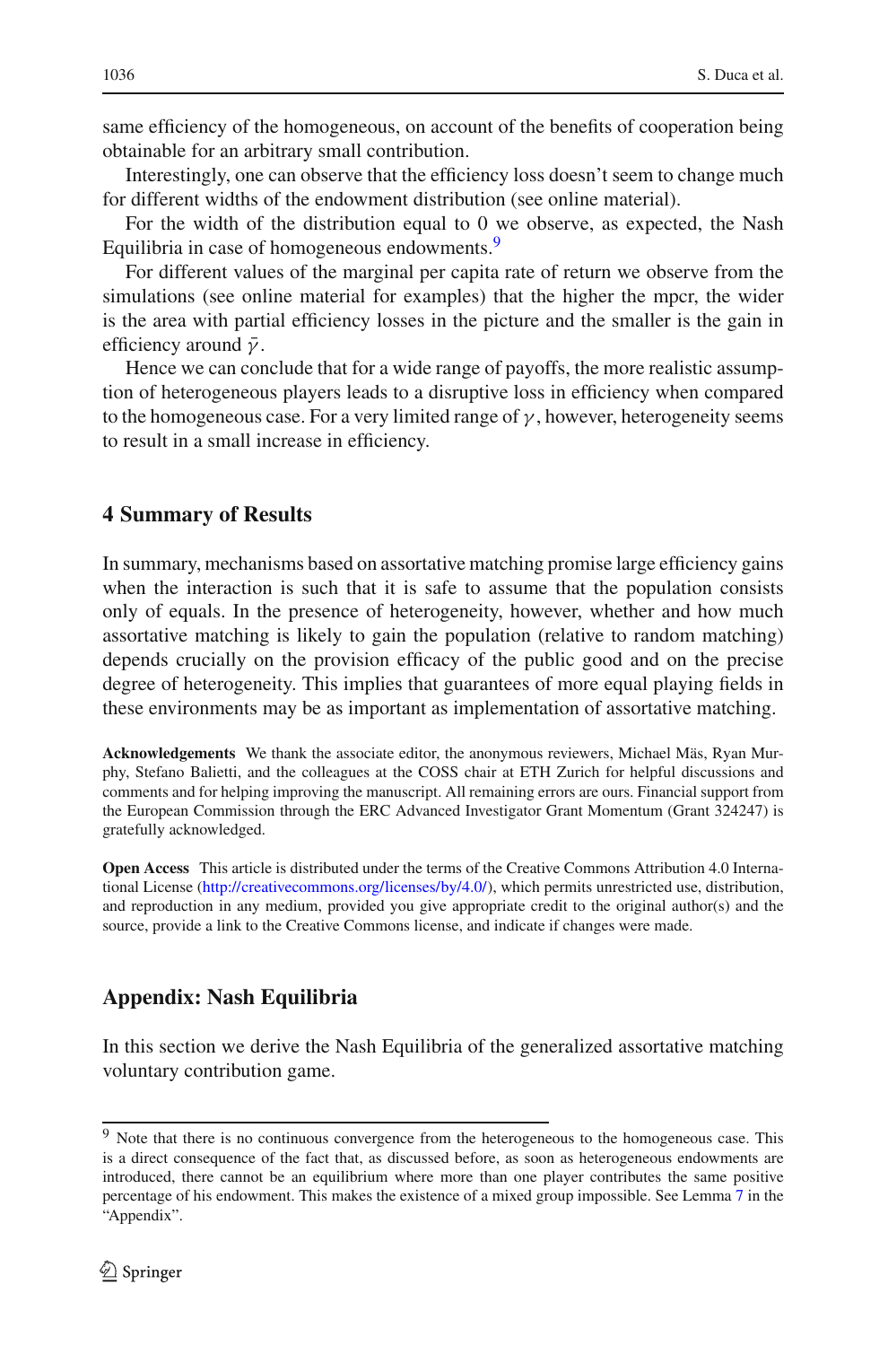same efficiency of the homogeneous, on account of the benefits of cooperation being obtainable for an arbitrary small contribution.

Interestingly, one can observe that the efficiency loss doesn't seem to change much for different widths of the endowment distribution (see online material).

For the width of the distribution equal to 0 we observe, as expected, the Nash Equilibria in case of homogeneous endowments.[9]

For different values of the marginal per capita rate of return we observe from the simulations (see online material for examples) that the higher the mpcr, the wider is the area with partial efficiency losses in the picture and the smaller is the gain in efficiency around $\bar{\gamma}$.

Hence we can conclude that for a wide range of payoffs, the more realistic assumption of heterogeneous players leads to a disruptive loss in efficiency when compared to the homogeneous case. For a very limited range of $\gamma$, however, heterogeneity seems to result in a small increase in efficiency.

## 4 Summary of Results

In summary, mechanisms based on assortative matching promise large efficiency gains when the interaction is such that it is safe to assume that the population consists only of equals. In the presence of heterogeneity, however, whether and how much assortative matching is likely to gain the population (relative to random matching) depends crucially on the provision efficacy of the public good and on the precise degree of heterogeneity. This implies that guarantees of more equal playing fields in these environments may be as important as implementation of assortative matching.

**Acknowledgements** We thank the associate editor, the anonymous reviewers, Michael Mäs, Ryan Murphy, Stefano Balietti, and the colleagues at the COSS chair at ETH Zurich for helpful discussions and comments and for helping improving the manuscript. All remaining errors are ours. Financial support from the European Commission through the ERC Advanced Investigator Grant Momentum (Grant 324247) is gratefully acknowledged.

**Open Access** This article is distributed under the terms of the Creative Commons Attribution 4.0 International License (http://creativecommons.org/licenses/by/4.0/), which permits unrestricted use, distribution, and reproduction in any medium, provided you give appropriate credit to the original author(s) and the source, provide a link to the Creative Commons license, and indicate if changes were made.

## Appendix: Nash Equilibria

In this section we derive the Nash Equilibria of the generalized assortative matching voluntary contribution game.

[9] Note that there is no continuous convergence from the heterogeneous to the homogeneous case. This is a direct consequence of the fact that, as discussed before, as soon as heterogeneous endowments are introduced, there cannot be an equilibrium where more than one player contributes the same positive percentage of his endowment. This makes the existence of a mixed group impossible. See Lemma 7 in the "Appendix".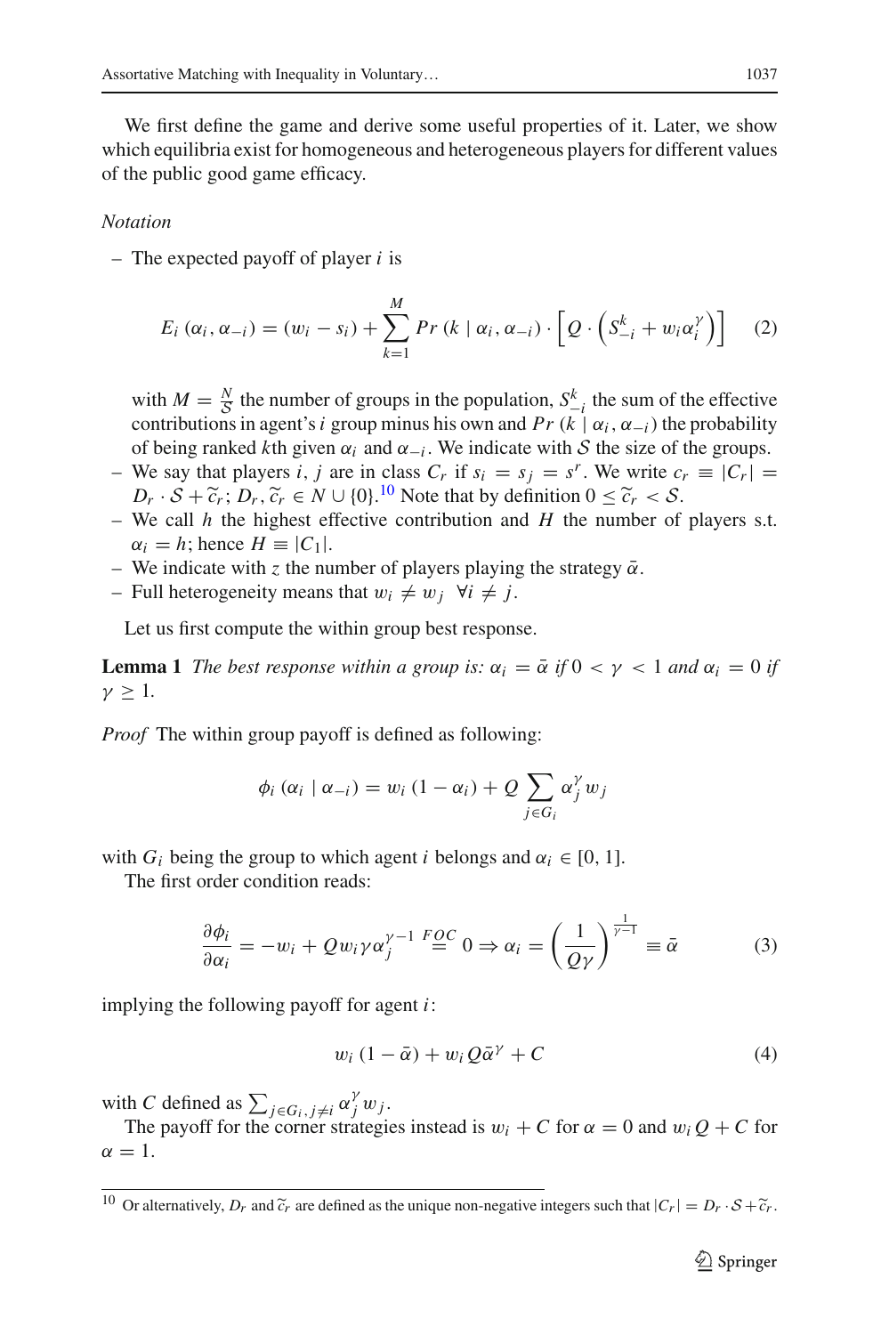We first define the game and derive some useful properties of it. Later, we show which equilibria exist for homogeneous and heterogeneous players for different values of the public good game efficacy.

*Notation*

- The expected payoff of player $i$ is

$$E_i\left(\alpha_i, \alpha_{-i}\right) = \left(w_i - s_i\right) + \sum_{k=1}^{M} Pr\left(k \mid \alpha_i, \alpha_{-i}\right) \cdot \left[Q \cdot \left(S_{-i}^{k} + w_i \alpha_i^{\gamma}\right)\right] \quad (2)$$

  with $M = \frac{N}{\mathcal{S}}$ the number of groups in the population, $S_{-i}^{k}$ the sum of the effective contributions in agent's $i$ group minus his own and $Pr\left(k \mid \alpha_i, \alpha_{-i}\right)$ the probability of being ranked $k$th given $\alpha_i$ and $\alpha_{-i}$. We indicate with $\mathcal{S}$ the size of the groups.
- We say that players $i$, $j$ are in class $C_r$ if $s_i = s_j = s^r$. We write $c_r \equiv |C_r| = D_r \cdot \mathcal{S} + \widetilde{c}_r$; $D_r, \widetilde{c}_r \in N \cup \{0\}$.[10] Note that by definition $0 \leq \widetilde{c}_r < \mathcal{S}$.
- We call $h$ the highest effective contribution and $H$ the number of players s.t. $\alpha_i = h$; hence $H \equiv |C_1|$.
- We indicate with $z$ the number of players playing the strategy $\bar{\alpha}$.
- Full heterogeneity means that $w_i \neq w_j \ \ \forall i \neq j$.

Let us first compute the within group best response.

**Lemma 1** *The best response within a group is:* $\alpha_i = \bar{\alpha}$ *if* $0 < \gamma < 1$ *and* $\alpha_i = 0$ *if* $\gamma \geq 1$.

*Proof* The within group payoff is defined as following:

$$\phi_i\left(\alpha_i \mid \alpha_{-i}\right) = w_i\left(1 - \alpha_i\right) + Q \sum_{j \in G_i} \alpha_j^{\gamma} w_j$$

with $G_i$ being the group to which agent $i$ belongs and $\alpha_i \in [0, 1]$.

The first order condition reads:

$$\frac{\partial \phi_i}{\partial \alpha_i} = -w_i + Q w_i \gamma \alpha_j^{\gamma - 1} \overset{FOC}{=} 0 \Rightarrow \alpha_i = \left(\frac{1}{Q\gamma}\right)^{\frac{1}{\gamma - 1}} \equiv \bar{\alpha} \quad (3)$$

implying the following payoff for agent $i$:

$$w_i\left(1 - \bar{\alpha}\right) + w_i Q \bar{\alpha}^{\gamma} + C \quad (4)$$

with $C$ defined as $\sum_{j \in G_i, j \neq i} \alpha_j^{\gamma} w_j$.

The payoff for the corner strategies instead is $w_i + C$ for $\alpha = 0$ and $w_i Q + C$ for $\alpha = 1$.

[10] Or alternatively, $D_r$ and $\widetilde{c}_r$ are defined as the unique non-negative integers such that $|C_r| = D_r \cdot \mathcal{S} + \widetilde{c}_r$.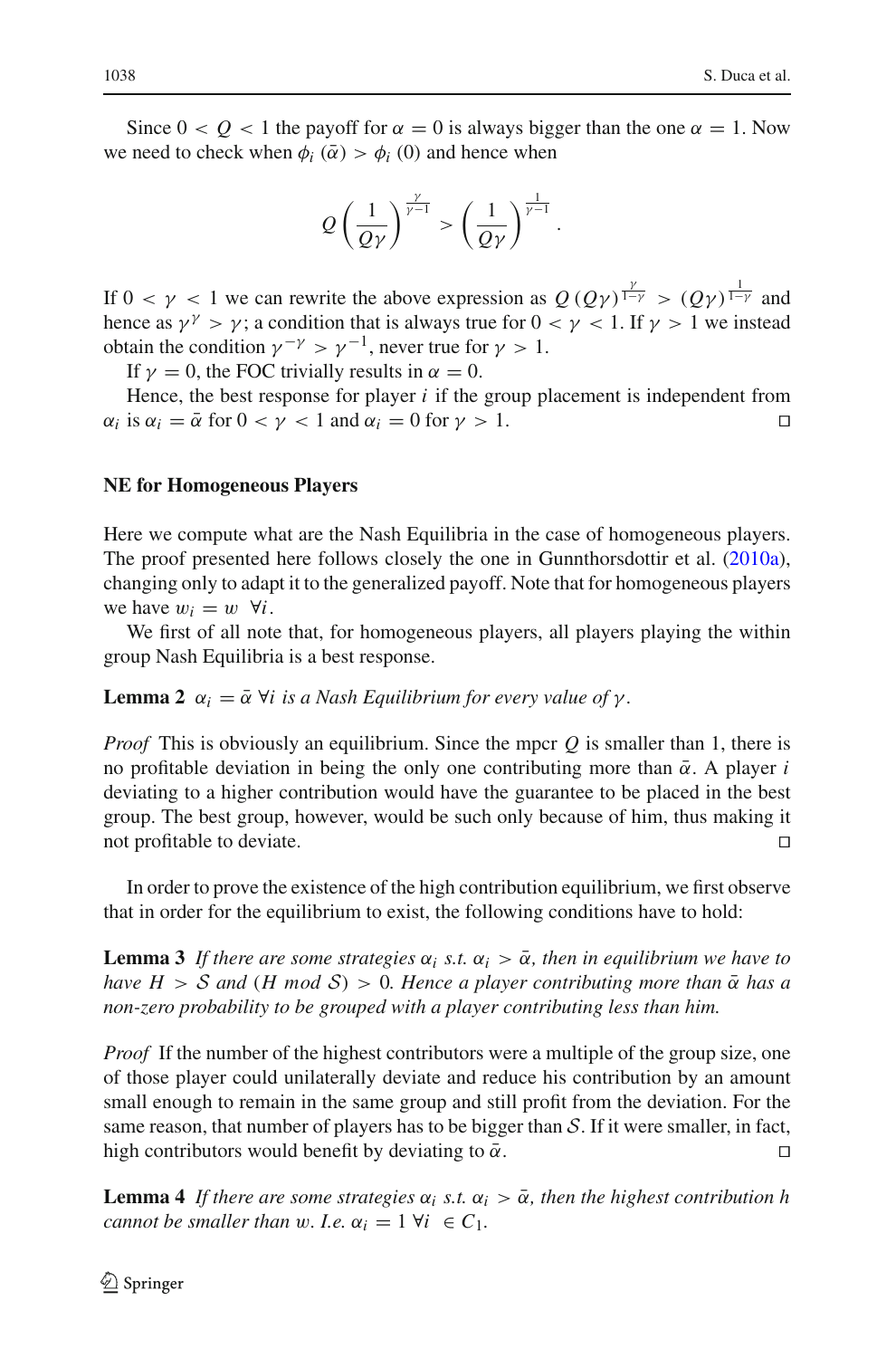Since $0 < Q < 1$ the payoff for $\alpha = 0$ is always bigger than the one $\alpha = 1$. Now we need to check when $\phi_i(\bar{\alpha}) > \phi_i(0)$ and hence when

$$Q\left(\frac{1}{Q\gamma}\right)^{\frac{\gamma}{\gamma-1}} > \left(\frac{1}{Q\gamma}\right)^{\frac{1}{\gamma-1}}.$$

If $0 < \gamma < 1$ we can rewrite the above expression as $Q\,(Q\gamma)^{\frac{\gamma}{1-\gamma}} > (Q\gamma)^{\frac{1}{1-\gamma}}$ and hence as $\gamma^{\gamma} > \gamma$; a condition that is always true for $0 < \gamma < 1$. If $\gamma > 1$ we instead obtain the condition $\gamma^{-\gamma} > \gamma^{-1}$, never true for $\gamma > 1$.

If $\gamma = 0$, the FOC trivially results in $\alpha = 0$.

Hence, the best response for player $i$ if the group placement is independent from $\alpha_i$ is $\alpha_i = \bar{\alpha}$ for $0 < \gamma < 1$ and $\alpha_i = 0$ for $\gamma > 1$. □

### NE for Homogeneous Players

Here we compute what are the Nash Equilibria in the case of homogeneous players. The proof presented here follows closely the one in Gunnthorsdottir et al. (2010a), changing only to adapt it to the generalized payoff. Note that for homogeneous players we have $w_i = w \ \ \forall i$.

We first of all note that, for homogeneous players, all players playing the within group Nash Equilibria is a best response.

**Lemma 2** *$\alpha_i = \bar{\alpha}\ \forall i$ is a Nash Equilibrium for every value of $\gamma$.*

*Proof* This is obviously an equilibrium. Since the mpcr $Q$ is smaller than 1, there is no profitable deviation in being the only one contributing more than $\bar{\alpha}$. A player $i$ deviating to a higher contribution would have the guarantee to be placed in the best group. The best group, however, would be such only because of him, thus making it not profitable to deviate. □

In order to prove the existence of the high contribution equilibrium, we first observe that in order for the equilibrium to exist, the following conditions have to hold:

**Lemma 3** *If there are some strategies $\alpha_i$ s.t. $\alpha_i > \bar{\alpha}$, then in equilibrium we have to have $H > \mathcal{S}$ and $(H \bmod \mathcal{S}) > 0$. Hence a player contributing more than $\bar{\alpha}$ has a non-zero probability to be grouped with a player contributing less than him.*

*Proof* If the number of the highest contributors were a multiple of the group size, one of those player could unilaterally deviate and reduce his contribution by an amount small enough to remain in the same group and still profit from the deviation. For the same reason, that number of players has to be bigger than $\mathcal{S}$. If it were smaller, in fact, high contributors would benefit by deviating to $\bar{\alpha}$. □

**Lemma 4** *If there are some strategies $\alpha_i$ s.t. $\alpha_i > \bar{\alpha}$, then the highest contribution $h$ cannot be smaller than $w$. I.e. $\alpha_i = 1\ \forall i\ \in C_1$.*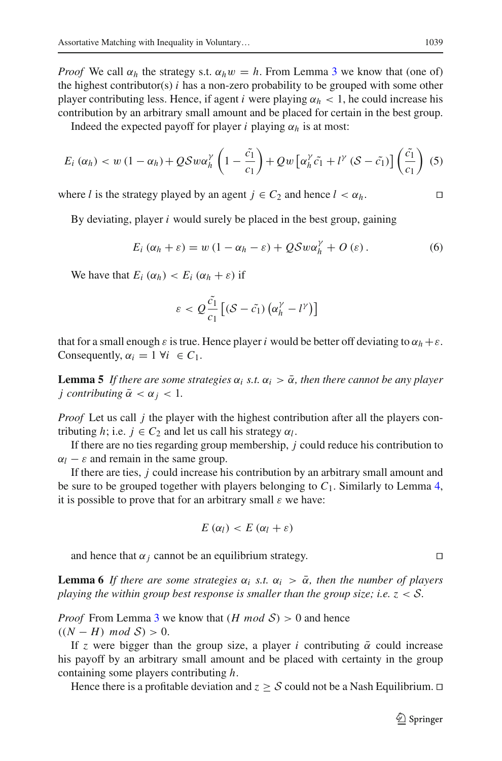*Proof* We call $\alpha_h$ the strategy s.t. $\alpha_h w = h$. From Lemma 3 we know that (one of) the highest contributor(s) $i$ has a non-zero probability to be grouped with some other player contributing less. Hence, if agent $i$ were playing $\alpha_h < 1$, he could increase his contribution by an arbitrary small amount and be placed for certain in the best group.

Indeed the expected payoff for player $i$ playing $\alpha_h$ is at most:

$$E_i(\alpha_h) < w(1-\alpha_h) + Q\mathcal{S}w\alpha_h^{\gamma}\left(1-\frac{\tilde{c_1}}{c_1}\right) + Qw\left[\alpha_h^{\gamma}\tilde{c_1} + l^{\gamma}(\mathcal{S}-\tilde{c_1})\right]\left(\frac{\tilde{c_1}}{c_1}\right) \quad (5)$$

where $l$ is the strategy played by an agent $j \in C_2$ and hence $l < \alpha_h$. □

By deviating, player $i$ would surely be placed in the best group, gaining

$$E_i(\alpha_h + \varepsilon) = w(1-\alpha_h-\varepsilon) + Q\mathcal{S}w\alpha_h^{\gamma} + O(\varepsilon). \quad (6)$$

We have that $E_i(\alpha_h) < E_i(\alpha_h + \varepsilon)$ if

$$\varepsilon < Q\frac{\tilde{c_1}}{c_1}\left[(\mathcal{S}-\tilde{c_1})\left(\alpha_h^{\gamma} - l^{\gamma}\right)\right]$$

that for a small enough $\varepsilon$ is true. Hence player $i$ would be better off deviating to $\alpha_h + \varepsilon$. Consequently, $\alpha_i = 1 \; \forall i \in C_1$.

**Lemma 5** *If there are some strategies $\alpha_i$ s.t. $\alpha_i > \bar{\alpha}$, then there cannot be any player $j$ contributing $\bar{\alpha} < \alpha_j < 1$.*

*Proof* Let us call $j$ the player with the highest contribution after all the players contributing $h$; i.e. $j \in C_2$ and let us call his strategy $\alpha_l$.

If there are no ties regarding group membership, $j$ could reduce his contribution to $\alpha_l - \varepsilon$ and remain in the same group.

If there are ties, $j$ could increase his contribution by an arbitrary small amount and be sure to be grouped together with players belonging to $C_1$. Similarly to Lemma 4, it is possible to prove that for an arbitrary small $\varepsilon$ we have:

$$E(\alpha_l) < E(\alpha_l + \varepsilon)$$

and hence that $\alpha_j$ cannot be an equilibrium strategy. □

**Lemma 6** *If there are some strategies $\alpha_i$ s.t. $\alpha_i > \bar{\alpha}$, then the number of players playing the within group best response is smaller than the group size; i.e. $z < \mathcal{S}$.*

*Proof* From Lemma 3 we know that $(H \; mod \; \mathcal{S}) > 0$ and hence $((N-H) \; mod \; \mathcal{S}) > 0$.

If $z$ were bigger than the group size, a player $i$ contributing $\bar{\alpha}$ could increase his payoff by an arbitrary small amount and be placed with certainty in the group containing some players contributing $h$.

Hence there is a profitable deviation and $z \geq \mathcal{S}$ could not be a Nash Equilibrium. □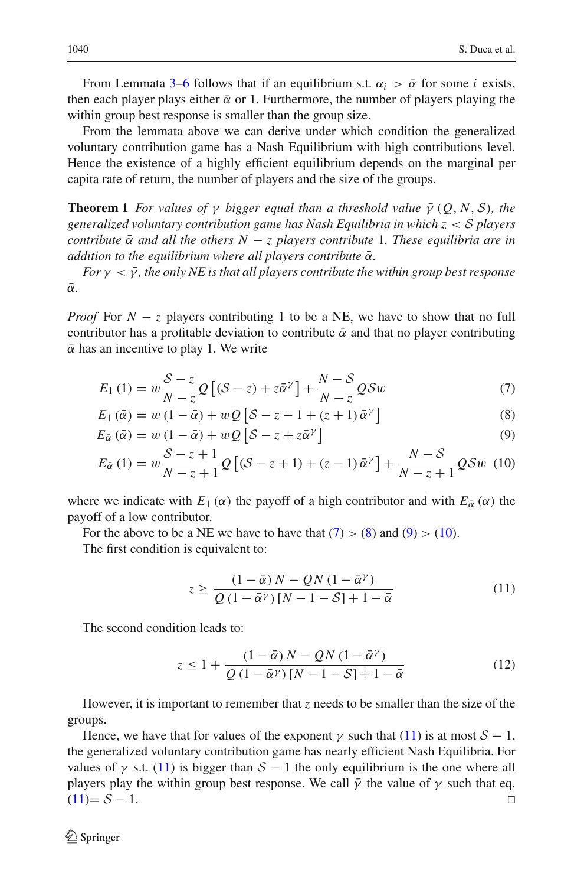From Lemmata 3–6 follows that if an equilibrium s.t. $\alpha_i > \bar{\alpha}$ for some $i$ exists, then each player plays either $\bar{\alpha}$ or 1. Furthermore, the number of players playing the within group best response is smaller than the group size.

From the lemmata above we can derive under which condition the generalized voluntary contribution game has a Nash Equilibrium with high contributions level. Hence the existence of a highly efficient equilibrium depends on the marginal per capita rate of return, the number of players and the size of the groups.

**Theorem 1** *For values of $\gamma$ bigger equal than a threshold value $\bar{\gamma}(Q, N, \mathcal{S})$, the generalized voluntary contribution game has Nash Equilibria in which $z < \mathcal{S}$ players contribute $\bar{\alpha}$ and all the others $N - z$ players contribute 1. These equilibria are in addition to the equilibrium where all players contribute $\bar{\alpha}$.*

*For $\gamma < \bar{\gamma}$, the only NE is that all players contribute the within group best response $\bar{\alpha}$.*

*Proof* For $N - z$ players contributing 1 to be a NE, we have to show that no full contributor has a profitable deviation to contribute $\bar{\alpha}$ and that no player contributing $\bar{\alpha}$ has an incentive to play 1. We write

$$E_1(1) = w\frac{\mathcal{S}-z}{N-z}Q\left[(\mathcal{S}-z)+z\bar{\alpha}^{\gamma}\right] + \frac{N-\mathcal{S}}{N-z}Q\mathcal{S}w \tag{7}$$

$$E_1(\bar{\alpha}) = w(1-\bar{\alpha}) + wQ\left[\mathcal{S}-z-1+(z+1)\bar{\alpha}^{\gamma}\right] \tag{8}$$

$$E_{\bar{\alpha}}(\bar{\alpha}) = w(1-\bar{\alpha}) + wQ\left[\mathcal{S}-z+z\bar{\alpha}^{\gamma}\right] \tag{9}$$

$$E_{\bar{\alpha}}(1) = w\frac{\mathcal{S}-z+1}{N-z+1}Q\left[(\mathcal{S}-z+1)+(z-1)\bar{\alpha}^{\gamma}\right] + \frac{N-\mathcal{S}}{N-z+1}Q\mathcal{S}w \tag{10}$$

where we indicate with $E_1(\alpha)$ the payoff of a high contributor and with $E_{\bar{\alpha}}(\alpha)$ the payoff of a low contributor.

For the above to be a NE we have to have that (7) > (8) and (9) > (10).

The first condition is equivalent to:

$$z \geq \frac{(1-\bar{\alpha})N - QN(1-\bar{\alpha}^{\gamma})}{Q(1-\bar{\alpha}^{\gamma})[N-1-\mathcal{S}]+1-\bar{\alpha}} \tag{11}$$

The second condition leads to:

$$z \leq 1 + \frac{(1-\bar{\alpha})N - QN(1-\bar{\alpha}^{\gamma})}{Q(1-\bar{\alpha}^{\gamma})[N-1-\mathcal{S}]+1-\bar{\alpha}} \tag{12}$$

However, it is important to remember that $z$ needs to be smaller than the size of the groups.

Hence, we have that for values of the exponent $\gamma$ such that (11) is at most $\mathcal{S} - 1$, the generalized voluntary contribution game has nearly efficient Nash Equilibria. For values of $\gamma$ s.t. (11) is bigger than $\mathcal{S} - 1$ the only equilibrium is the one where all players play the within group best response. We call $\bar{\gamma}$ the value of $\gamma$ such that eq. (11)$= \mathcal{S} - 1$. □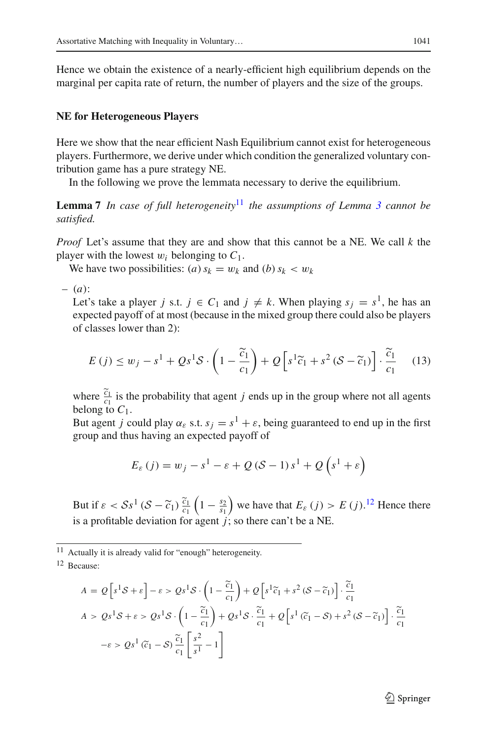Hence we obtain the existence of a nearly-efficient high equilibrium depends on the marginal per capita rate of return, the number of players and the size of the groups.

### NE for Heterogeneous Players

Here we show that the near efficient Nash Equilibrium cannot exist for heterogeneous players. Furthermore, we derive under which condition the generalized voluntary contribution game has a pure strategy NE.

In the following we prove the lemmata necessary to derive the equilibrium.

**Lemma 7** *In case of full heterogeneity*[11] *the assumptions of Lemma 3 cannot be satisfied.*

*Proof* Let's assume that they are and show that this cannot be a NE. We call $k$ the player with the lowest $w_i$ belonging to $C_1$.

We have two possibilities: $(a)$ $s_k = w_k$ and $(b)$ $s_k < w_k$

- $(a)$:
  Let's take a player $j$ s.t. $j \in C_1$ and $j \neq k$. When playing $s_j = s^1$, he has an expected payoff of at most (because in the mixed group there could also be players of classes lower than 2):

$$E(j) \leq w_j - s^1 + Qs^1\mathcal{S} \cdot \left(1 - \frac{\widetilde{c}_1}{c_1}\right) + Q\left[s^1\widetilde{c}_1 + s^2\left(\mathcal{S} - \widetilde{c}_1\right)\right] \cdot \frac{\widetilde{c}_1}{c_1} \tag{13}$$

  where $\frac{\widetilde{c}_1}{c_1}$ is the probability that agent $j$ ends up in the group where not all agents belong to $C_1$.
  But agent $j$ could play $\alpha_\varepsilon$ s.t. $s_j = s^1 + \varepsilon$, being guaranteed to end up in the first group and thus having an expected payoff of

$$E_\varepsilon(j) = w_j - s^1 - \varepsilon + Q\left(\mathcal{S} - 1\right)s^1 + Q\left(s^1 + \varepsilon\right)$$

  But if $\varepsilon < \mathcal{S}s^1\left(\mathcal{S} - \widetilde{c}_1\right)\frac{\widetilde{c}_1}{c_1}\left(1 - \frac{s_2}{s_1}\right)$ we have that $E_\varepsilon(j) > E(j)$.[12] Hence there is a profitable deviation for agent $j$; so there can't be a NE.

---

[11] Actually it is already valid for "enough" heterogeneity.

[12] Because:

$$A = Q\left[s^1\mathcal{S} + \varepsilon\right] - \varepsilon > Qs^1\mathcal{S} \cdot \left(1 - \frac{\widetilde{c}_1}{c_1}\right) + Q\left[s^1\widetilde{c}_1 + s^2\left(\mathcal{S} - \widetilde{c}_1\right)\right] \cdot \frac{\widetilde{c}_1}{c_1}$$

$$A > Qs^1\mathcal{S} + \varepsilon > Qs^1\mathcal{S} \cdot \left(1 - \frac{\widetilde{c}_1}{c_1}\right) + Qs^1\mathcal{S} \cdot \frac{\widetilde{c}_1}{c_1} + Q\left[s^1\left(\widetilde{c}_1 - \mathcal{S}\right) + s^2\left(\mathcal{S} - \widetilde{c}_1\right)\right] \cdot \frac{\widetilde{c}_1}{c_1}$$

$$-\varepsilon > Qs^1\left(\widetilde{c}_1 - \mathcal{S}\right)\frac{\widetilde{c}_1}{c_1}\left[\frac{s^2}{s^1} - 1\right]$$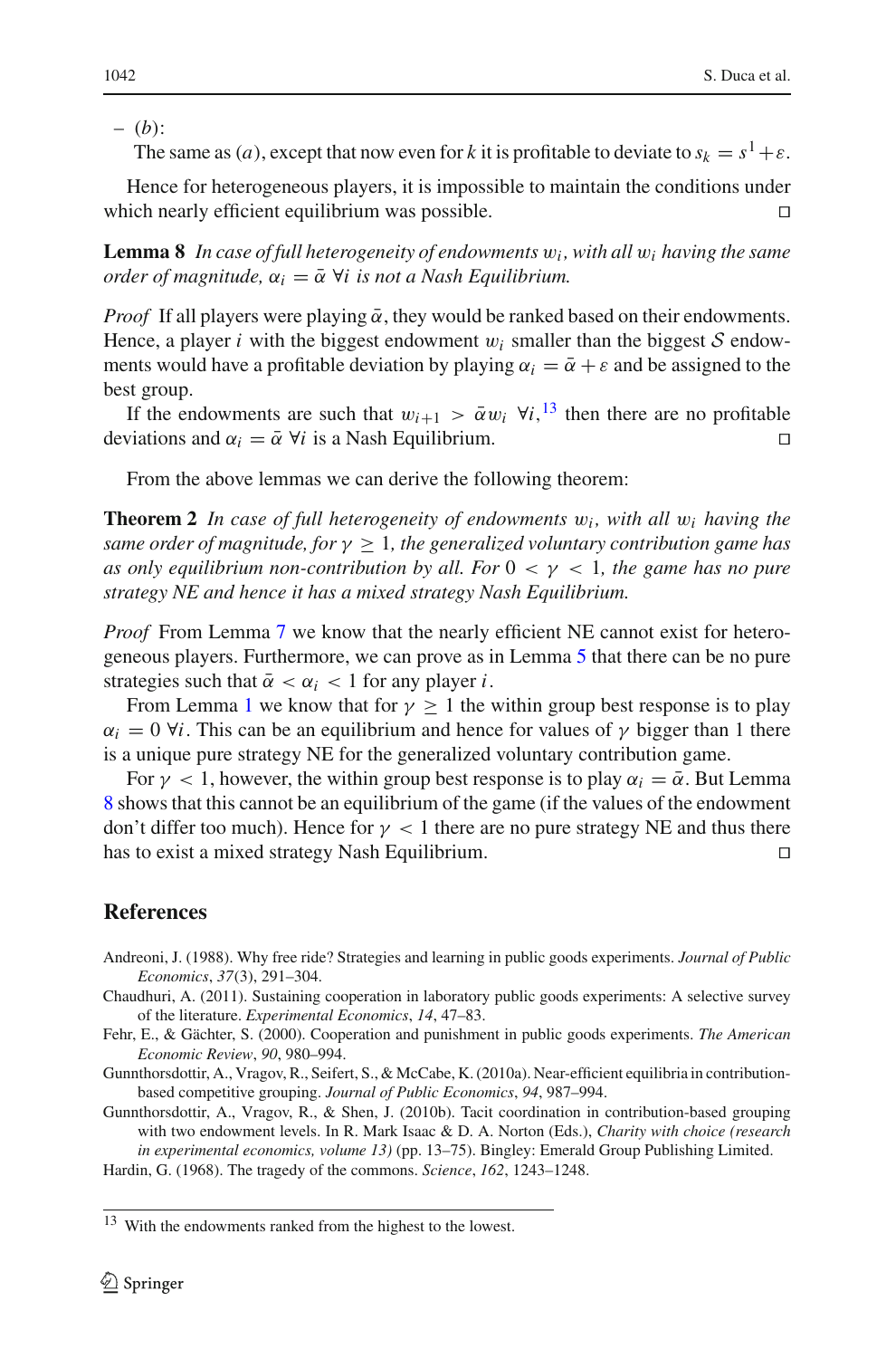– ($b$):
The same as ($a$), except that now even for $k$ it is profitable to deviate to $s_k = s^1 + \varepsilon$.

Hence for heterogeneous players, it is impossible to maintain the conditions under which nearly efficient equilibrium was possible. □

**Lemma 8** *In case of full heterogeneity of endowments $w_i$, with all $w_i$ having the same order of magnitude, $\alpha_i = \bar{\alpha}\ \forall i$ is not a Nash Equilibrium.*

*Proof* If all players were playing $\bar{\alpha}$, they would be ranked based on their endowments. Hence, a player $i$ with the biggest endowment $w_i$ smaller than the biggest $\mathcal{S}$ endowments would have a profitable deviation by playing $\alpha_i = \bar{\alpha} + \varepsilon$ and be assigned to the best group.

If the endowments are such that $w_{i+1} > \bar{\alpha} w_i\ \forall i$,[13] then there are no profitable deviations and $\alpha_i = \bar{\alpha}\ \forall i$ is a Nash Equilibrium. □

From the above lemmas we can derive the following theorem:

**Theorem 2** *In case of full heterogeneity of endowments $w_i$, with all $w_i$ having the same order of magnitude, for $\gamma \geq 1$, the generalized voluntary contribution game has as only equilibrium non-contribution by all. For $0 < \gamma < 1$, the game has no pure strategy NE and hence it has a mixed strategy Nash Equilibrium.*

*Proof* From Lemma 7 we know that the nearly efficient NE cannot exist for heterogeneous players. Furthermore, we can prove as in Lemma 5 that there can be no pure strategies such that $\bar{\alpha} < \alpha_i < 1$ for any player $i$.

From Lemma 1 we know that for $\gamma \geq 1$ the within group best response is to play $\alpha_i = 0\ \forall i$. This can be an equilibrium and hence for values of $\gamma$ bigger than 1 there is a unique pure strategy NE for the generalized voluntary contribution game.

For $\gamma < 1$, however, the within group best response is to play $\alpha_i = \bar{\alpha}$. But Lemma 8 shows that this cannot be an equilibrium of the game (if the values of the endowment don't differ too much). Hence for $\gamma < 1$ there are no pure strategy NE and thus there has to exist a mixed strategy Nash Equilibrium. □

## References

Andreoni, J. (1988). Why free ride? Strategies and learning in public goods experiments. *Journal of Public Economics*, *37*(3), 291–304.

Chaudhuri, A. (2011). Sustaining cooperation in laboratory public goods experiments: A selective survey of the literature. *Experimental Economics*, *14*, 47–83.

Fehr, E., & Gächter, S. (2000). Cooperation and punishment in public goods experiments. *The American Economic Review*, *90*, 980–994.

Gunnthorsdottir, A., Vragov, R., Seifert, S., & McCabe, K. (2010a). Near-efficient equilibria in contribution-based competitive grouping. *Journal of Public Economics*, *94*, 987–994.

Gunnthorsdottir, A., Vragov, R., & Shen, J. (2010b). Tacit coordination in contribution-based grouping with two endowment levels. In R. Mark Isaac & D. A. Norton (Eds.), *Charity with choice (research in experimental economics, volume 13)* (pp. 13–75). Bingley: Emerald Group Publishing Limited.

Hardin, G. (1968). The tragedy of the commons. *Science*, *162*, 1243–1248.

---

[13] With the endowments ranked from the highest to the lowest.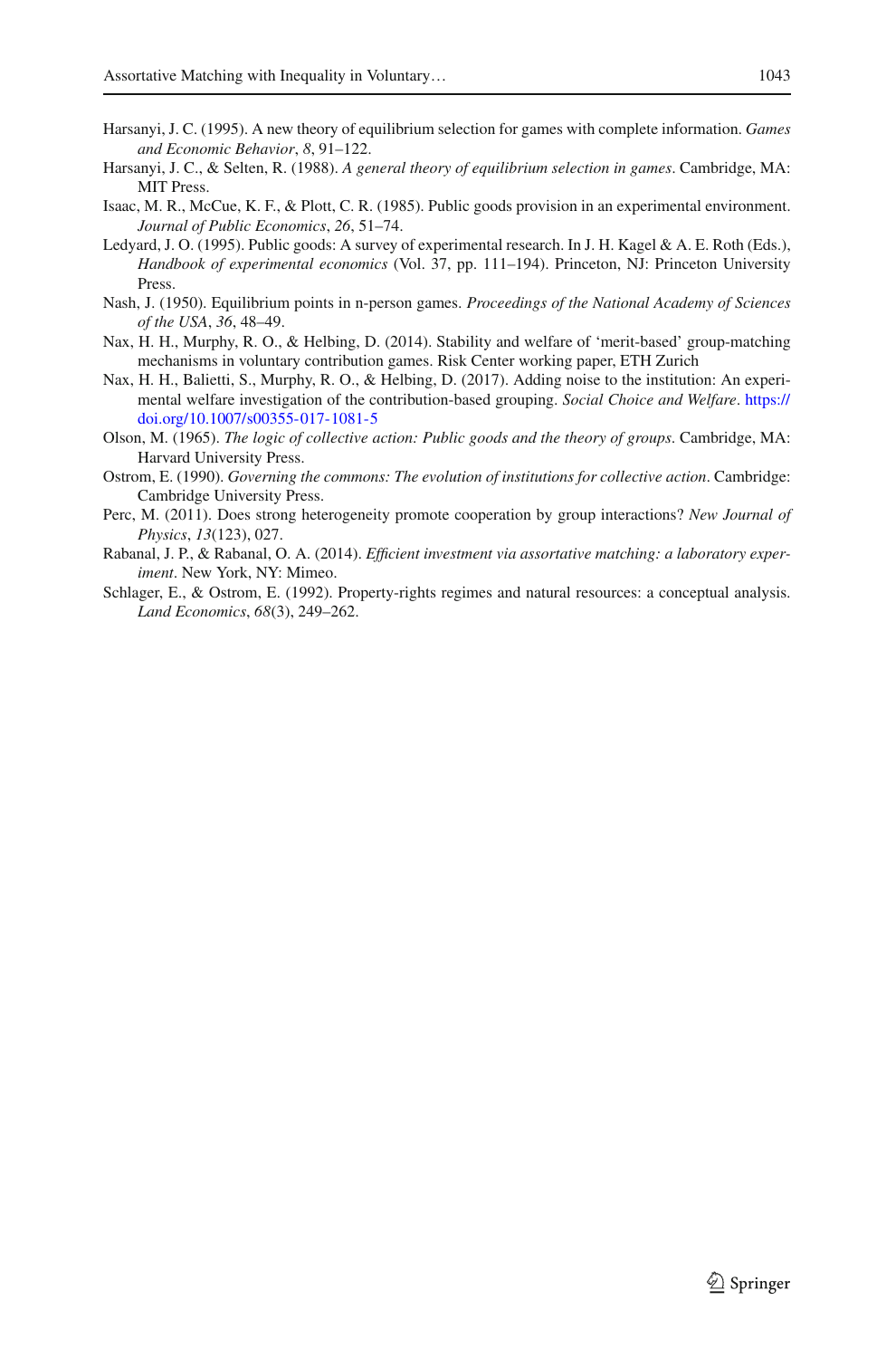Harsanyi, J. C. (1995). A new theory of equilibrium selection for games with complete information. *Games and Economic Behavior*, *8*, 91–122.

Harsanyi, J. C., & Selten, R. (1988). *A general theory of equilibrium selection in games*. Cambridge, MA: MIT Press.

Isaac, M. R., McCue, K. F., & Plott, C. R. (1985). Public goods provision in an experimental environment. *Journal of Public Economics*, *26*, 51–74.

Ledyard, J. O. (1995). Public goods: A survey of experimental research. In J. H. Kagel & A. E. Roth (Eds.), *Handbook of experimental economics* (Vol. 37, pp. 111–194). Princeton, NJ: Princeton University Press.

Nash, J. (1950). Equilibrium points in n-person games. *Proceedings of the National Academy of Sciences of the USA*, *36*, 48–49.

Nax, H. H., Murphy, R. O., & Helbing, D. (2014). Stability and welfare of 'merit-based' group-matching mechanisms in voluntary contribution games. Risk Center working paper, ETH Zurich

Nax, H. H., Balietti, S., Murphy, R. O., & Helbing, D. (2017). Adding noise to the institution: An experimental welfare investigation of the contribution-based grouping. *Social Choice and Welfare*. https://doi.org/10.1007/s00355-017-1081-5

Olson, M. (1965). *The logic of collective action: Public goods and the theory of groups*. Cambridge, MA: Harvard University Press.

Ostrom, E. (1990). *Governing the commons: The evolution of institutions for collective action*. Cambridge: Cambridge University Press.

Perc, M. (2011). Does strong heterogeneity promote cooperation by group interactions? *New Journal of Physics*, *13*(123), 027.

Rabanal, J. P., & Rabanal, O. A. (2014). *Efficient investment via assortative matching: a laboratory experiment*. New York, NY: Mimeo.

Schlager, E., & Ostrom, E. (1992). Property-rights regimes and natural resources: a conceptual analysis. *Land Economics*, *68*(3), 249–262.